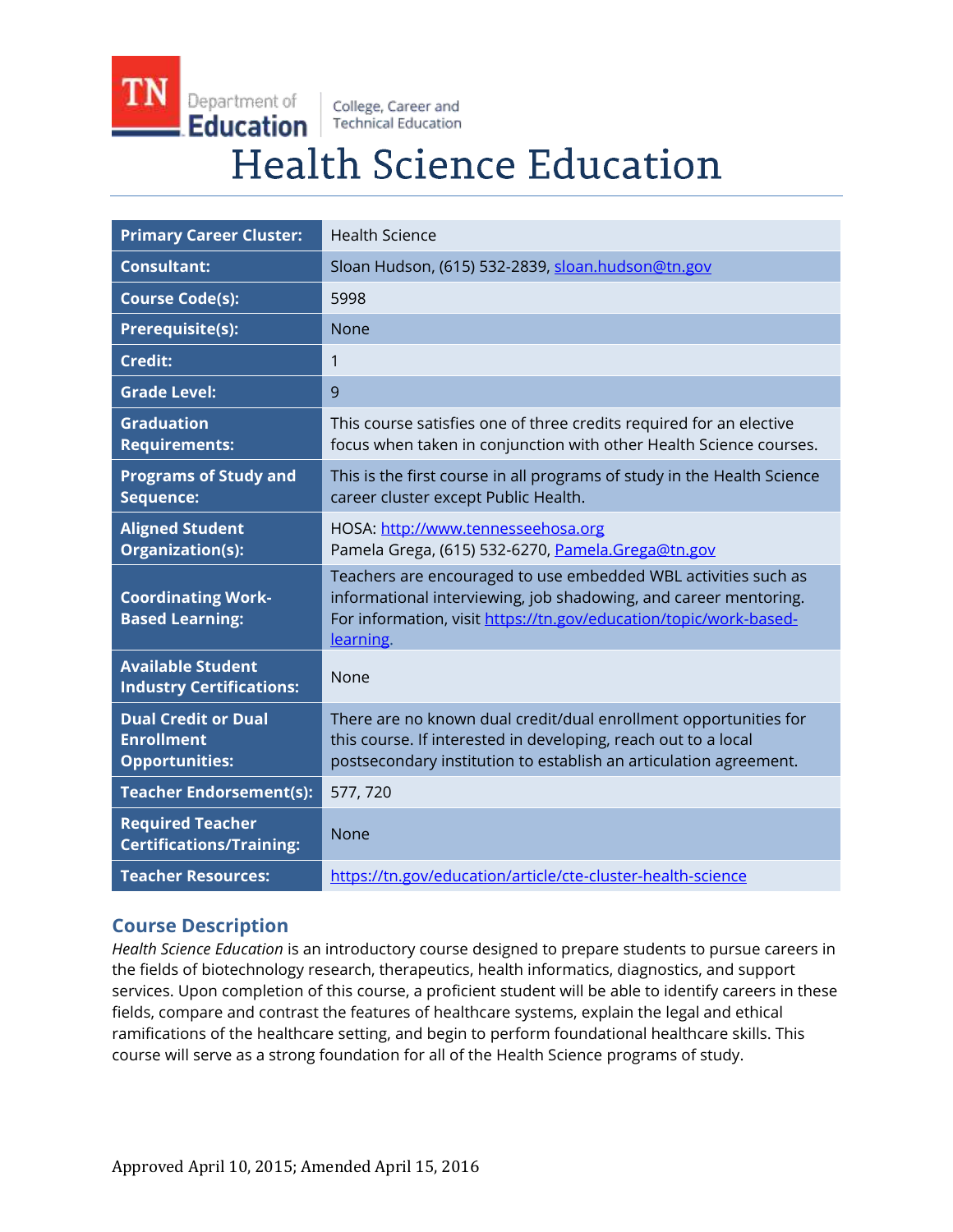TN Department of Education | College, Career and Technical Education

# Health Science Education

| | |
|---|---|
| **Primary Career Cluster:** | Health Science |
| **Consultant:** | Sloan Hudson, (615) 532-2839, sloan.hudson@tn.gov |
| **Course Code(s):** | 5998 |
| **Prerequisite(s):** | None |
| **Credit:** | 1 |
| **Grade Level:** | 9 |
| **Graduation Requirements:** | This course satisfies one of three credits required for an elective focus when taken in conjunction with other Health Science courses. |
| **Programs of Study and Sequence:** | This is the first course in all programs of study in the Health Science career cluster except Public Health. |
| **Aligned Student Organization(s):** | HOSA: http://www.tennesseehosa.org<br>Pamela Grega, (615) 532-6270, Pamela.Grega@tn.gov |
| **Coordinating Work-Based Learning:** | Teachers are encouraged to use embedded WBL activities such as informational interviewing, job shadowing, and career mentoring. For information, visit https://tn.gov/education/topic/work-based-learning. |
| **Available Student Industry Certifications:** | None |
| **Dual Credit or Dual Enrollment Opportunities:** | There are no known dual credit/dual enrollment opportunities for this course. If interested in developing, reach out to a local postsecondary institution to establish an articulation agreement. |
| **Teacher Endorsement(s):** | 577, 720 |
| **Required Teacher Certifications/Training:** | None |
| **Teacher Resources:** | https://tn.gov/education/article/cte-cluster-health-science |

## Course Description

*Health Science Education* is an introductory course designed to prepare students to pursue careers in the fields of biotechnology research, therapeutics, health informatics, diagnostics, and support services. Upon completion of this course, a proficient student will be able to identify careers in these fields, compare and contrast the features of healthcare systems, explain the legal and ethical ramifications of the healthcare setting, and begin to perform foundational healthcare skills. This course will serve as a strong foundation for all of the Health Science programs of study.

Approved April 10, 2015; Amended April 15, 2016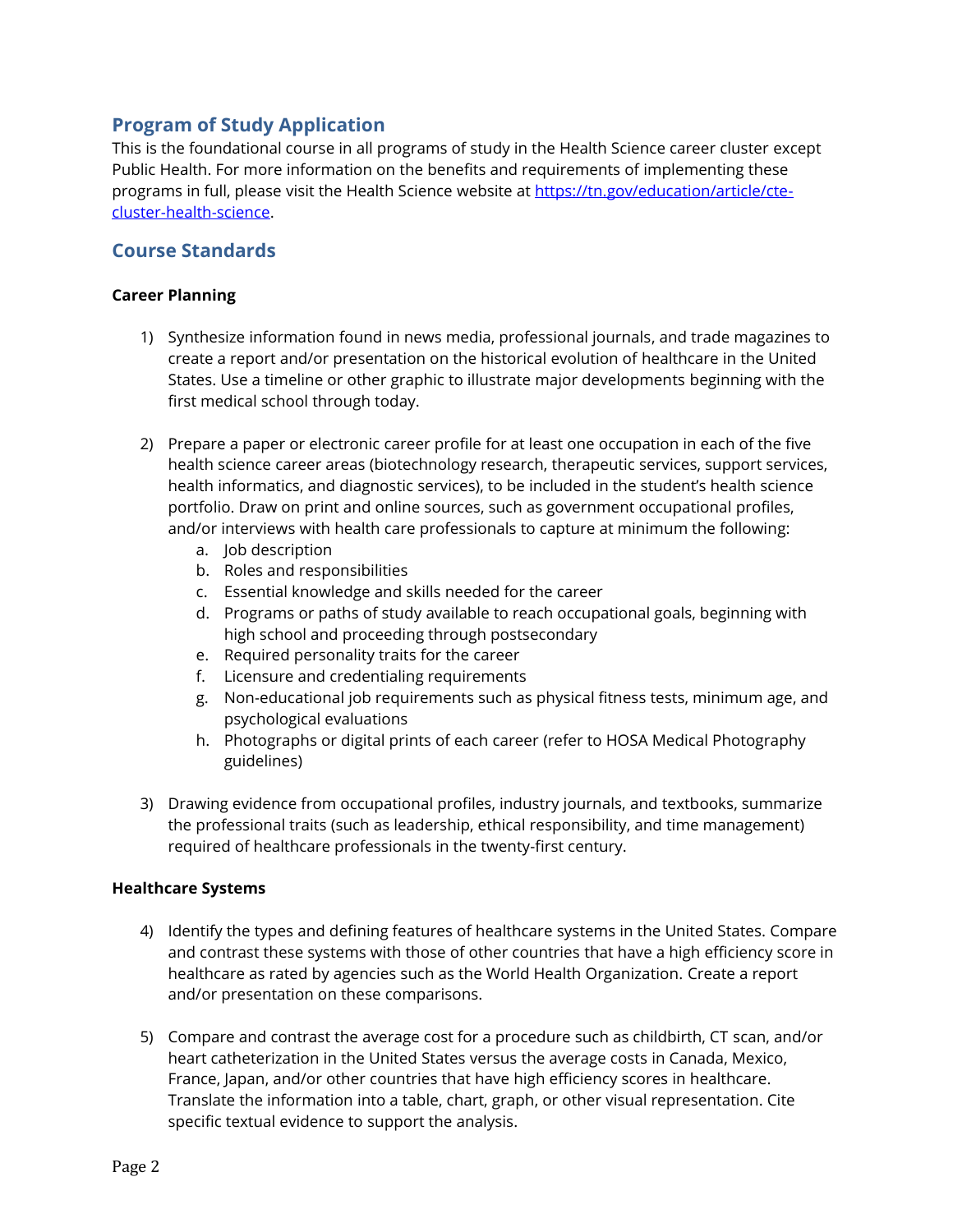## Program of Study Application

This is the foundational course in all programs of study in the Health Science career cluster except Public Health. For more information on the benefits and requirements of implementing these programs in full, please visit the Health Science website at [https://tn.gov/education/article/cte-cluster-health-science](https://tn.gov/education/article/cte-cluster-health-science).

## Course Standards

**Career Planning**

1) Synthesize information found in news media, professional journals, and trade magazines to create a report and/or presentation on the historical evolution of healthcare in the United States. Use a timeline or other graphic to illustrate major developments beginning with the first medical school through today.

2) Prepare a paper or electronic career profile for at least one occupation in each of the five health science career areas (biotechnology research, therapeutic services, support services, health informatics, and diagnostic services), to be included in the student's health science portfolio. Draw on print and online sources, such as government occupational profiles, and/or interviews with health care professionals to capture at minimum the following:
   a. Job description
   b. Roles and responsibilities
   c. Essential knowledge and skills needed for the career
   d. Programs or paths of study available to reach occupational goals, beginning with high school and proceeding through postsecondary
   e. Required personality traits for the career
   f. Licensure and credentialing requirements
   g. Non-educational job requirements such as physical fitness tests, minimum age, and psychological evaluations
   h. Photographs or digital prints of each career (refer to HOSA Medical Photography guidelines)

3) Drawing evidence from occupational profiles, industry journals, and textbooks, summarize the professional traits (such as leadership, ethical responsibility, and time management) required of healthcare professionals in the twenty-first century.

**Healthcare Systems**

4) Identify the types and defining features of healthcare systems in the United States. Compare and contrast these systems with those of other countries that have a high efficiency score in healthcare as rated by agencies such as the World Health Organization. Create a report and/or presentation on these comparisons.

5) Compare and contrast the average cost for a procedure such as childbirth, CT scan, and/or heart catheterization in the United States versus the average costs in Canada, Mexico, France, Japan, and/or other countries that have high efficiency scores in healthcare. Translate the information into a table, chart, graph, or other visual representation. Cite specific textual evidence to support the analysis.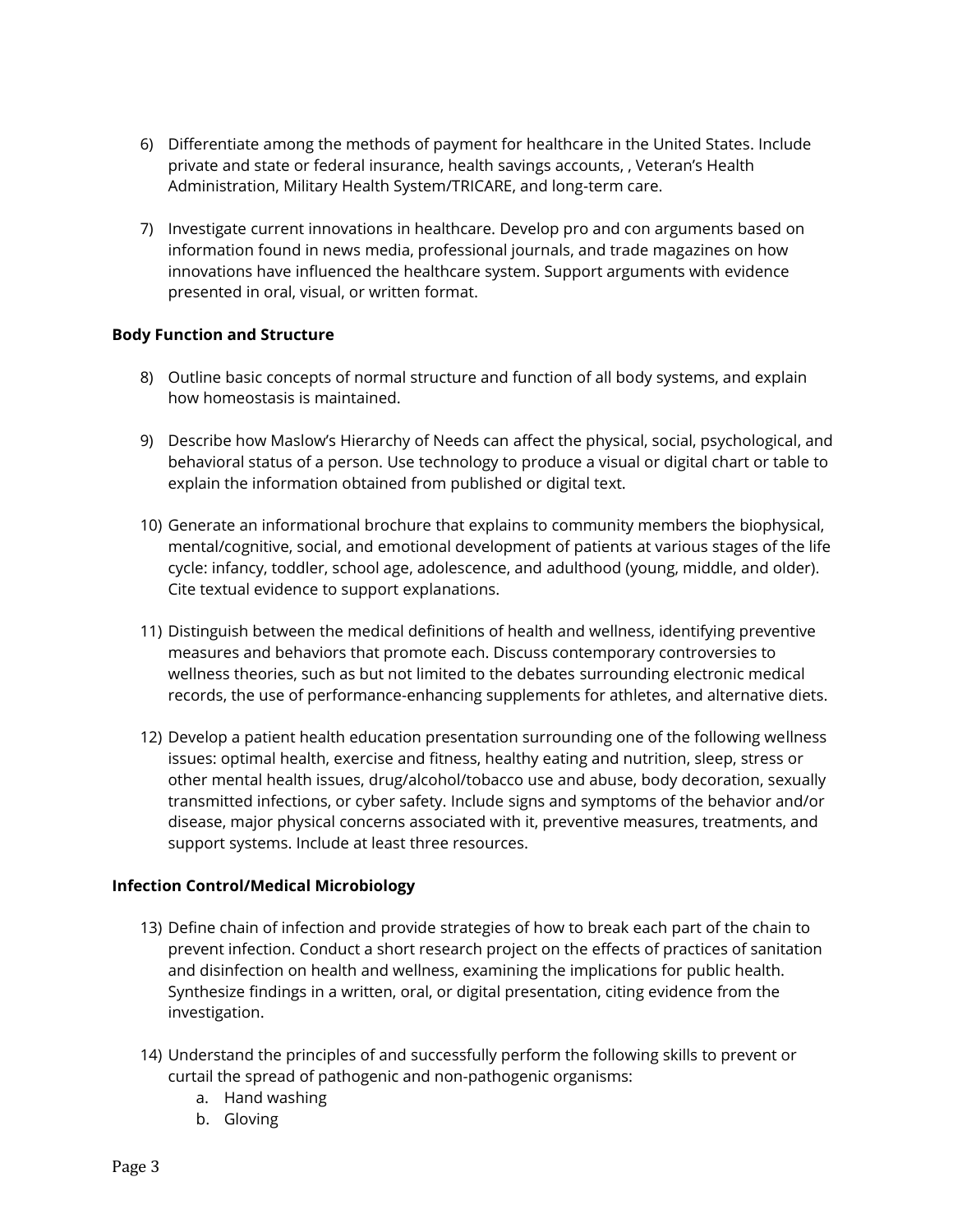6) Differentiate among the methods of payment for healthcare in the United States. Include private and state or federal insurance, health savings accounts, , Veteran's Health Administration, Military Health System/TRICARE, and long-term care.

7) Investigate current innovations in healthcare. Develop pro and con arguments based on information found in news media, professional journals, and trade magazines on how innovations have influenced the healthcare system. Support arguments with evidence presented in oral, visual, or written format.

**Body Function and Structure**

8) Outline basic concepts of normal structure and function of all body systems, and explain how homeostasis is maintained.

9) Describe how Maslow's Hierarchy of Needs can affect the physical, social, psychological, and behavioral status of a person. Use technology to produce a visual or digital chart or table to explain the information obtained from published or digital text.

10) Generate an informational brochure that explains to community members the biophysical, mental/cognitive, social, and emotional development of patients at various stages of the life cycle: infancy, toddler, school age, adolescence, and adulthood (young, middle, and older). Cite textual evidence to support explanations.

11) Distinguish between the medical definitions of health and wellness, identifying preventive measures and behaviors that promote each. Discuss contemporary controversies to wellness theories, such as but not limited to the debates surrounding electronic medical records, the use of performance-enhancing supplements for athletes, and alternative diets.

12) Develop a patient health education presentation surrounding one of the following wellness issues: optimal health, exercise and fitness, healthy eating and nutrition, sleep, stress or other mental health issues, drug/alcohol/tobacco use and abuse, body decoration, sexually transmitted infections, or cyber safety. Include signs and symptoms of the behavior and/or disease, major physical concerns associated with it, preventive measures, treatments, and support systems. Include at least three resources.

**Infection Control/Medical Microbiology**

13) Define chain of infection and provide strategies of how to break each part of the chain to prevent infection. Conduct a short research project on the effects of practices of sanitation and disinfection on health and wellness, examining the implications for public health. Synthesize findings in a written, oral, or digital presentation, citing evidence from the investigation.

14) Understand the principles of and successfully perform the following skills to prevent or curtail the spread of pathogenic and non-pathogenic organisms:
    a. Hand washing
    b. Gloving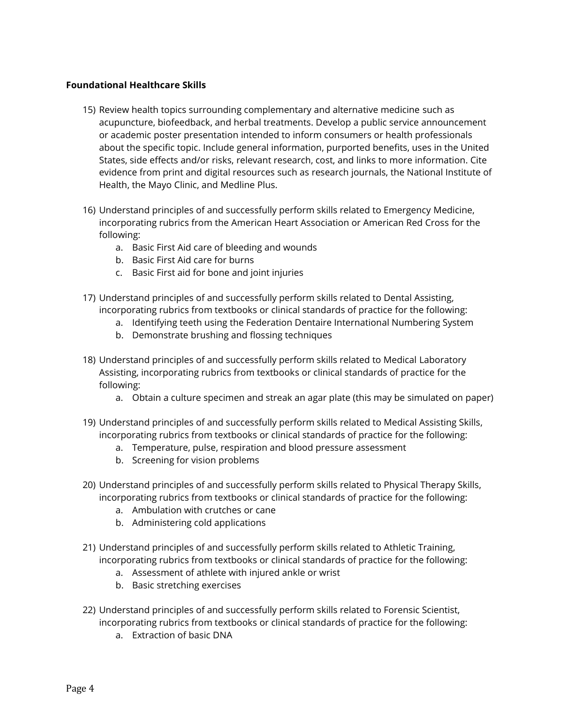**Foundational Healthcare Skills**

15) Review health topics surrounding complementary and alternative medicine such as acupuncture, biofeedback, and herbal treatments. Develop a public service announcement or academic poster presentation intended to inform consumers or health professionals about the specific topic. Include general information, purported benefits, uses in the United States, side effects and/or risks, relevant research, cost, and links to more information. Cite evidence from print and digital resources such as research journals, the National Institute of Health, the Mayo Clinic, and Medline Plus.

16) Understand principles of and successfully perform skills related to Emergency Medicine, incorporating rubrics from the American Heart Association or American Red Cross for the following:
    a. Basic First Aid care of bleeding and wounds
    b. Basic First Aid care for burns
    c. Basic First aid for bone and joint injuries

17) Understand principles of and successfully perform skills related to Dental Assisting, incorporating rubrics from textbooks or clinical standards of practice for the following:
    a. Identifying teeth using the Federation Dentaire International Numbering System
    b. Demonstrate brushing and flossing techniques

18) Understand principles of and successfully perform skills related to Medical Laboratory Assisting, incorporating rubrics from textbooks or clinical standards of practice for the following:
    a. Obtain a culture specimen and streak an agar plate (this may be simulated on paper)

19) Understand principles of and successfully perform skills related to Medical Assisting Skills, incorporating rubrics from textbooks or clinical standards of practice for the following:
    a. Temperature, pulse, respiration and blood pressure assessment
    b. Screening for vision problems

20) Understand principles of and successfully perform skills related to Physical Therapy Skills, incorporating rubrics from textbooks or clinical standards of practice for the following:
    a. Ambulation with crutches or cane
    b. Administering cold applications

21) Understand principles of and successfully perform skills related to Athletic Training, incorporating rubrics from textbooks or clinical standards of practice for the following:
    a. Assessment of athlete with injured ankle or wrist
    b. Basic stretching exercises

22) Understand principles of and successfully perform skills related to Forensic Scientist, incorporating rubrics from textbooks or clinical standards of practice for the following:
    a. Extraction of basic DNA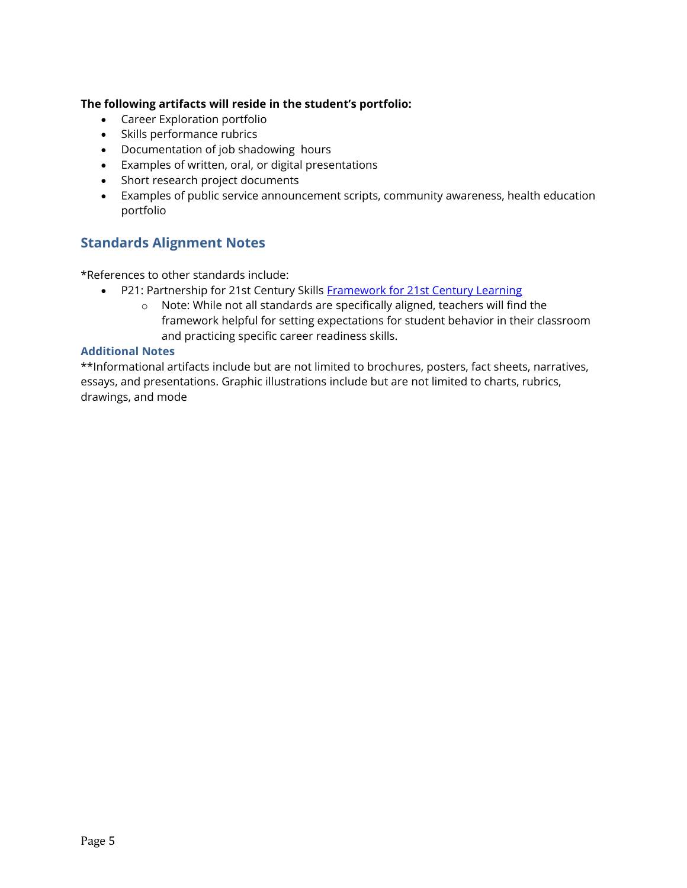**The following artifacts will reside in the student's portfolio:**

- Career Exploration portfolio
- Skills performance rubrics
- Documentation of job shadowing hours
- Examples of written, oral, or digital presentations
- Short research project documents
- Examples of public service announcement scripts, community awareness, health education portfolio

## Standards Alignment Notes

*References to other standards include:

- P21: Partnership for 21st Century Skills [Framework for 21st Century Learning]
    - Note: While not all standards are specifically aligned, teachers will find the framework helpful for setting expectations for student behavior in their classroom and practicing specific career readiness skills.

### Additional Notes

**Informational artifacts include but are not limited to brochures, posters, fact sheets, narratives, essays, and presentations. Graphic illustrations include but are not limited to charts, rubrics, drawings, and mode